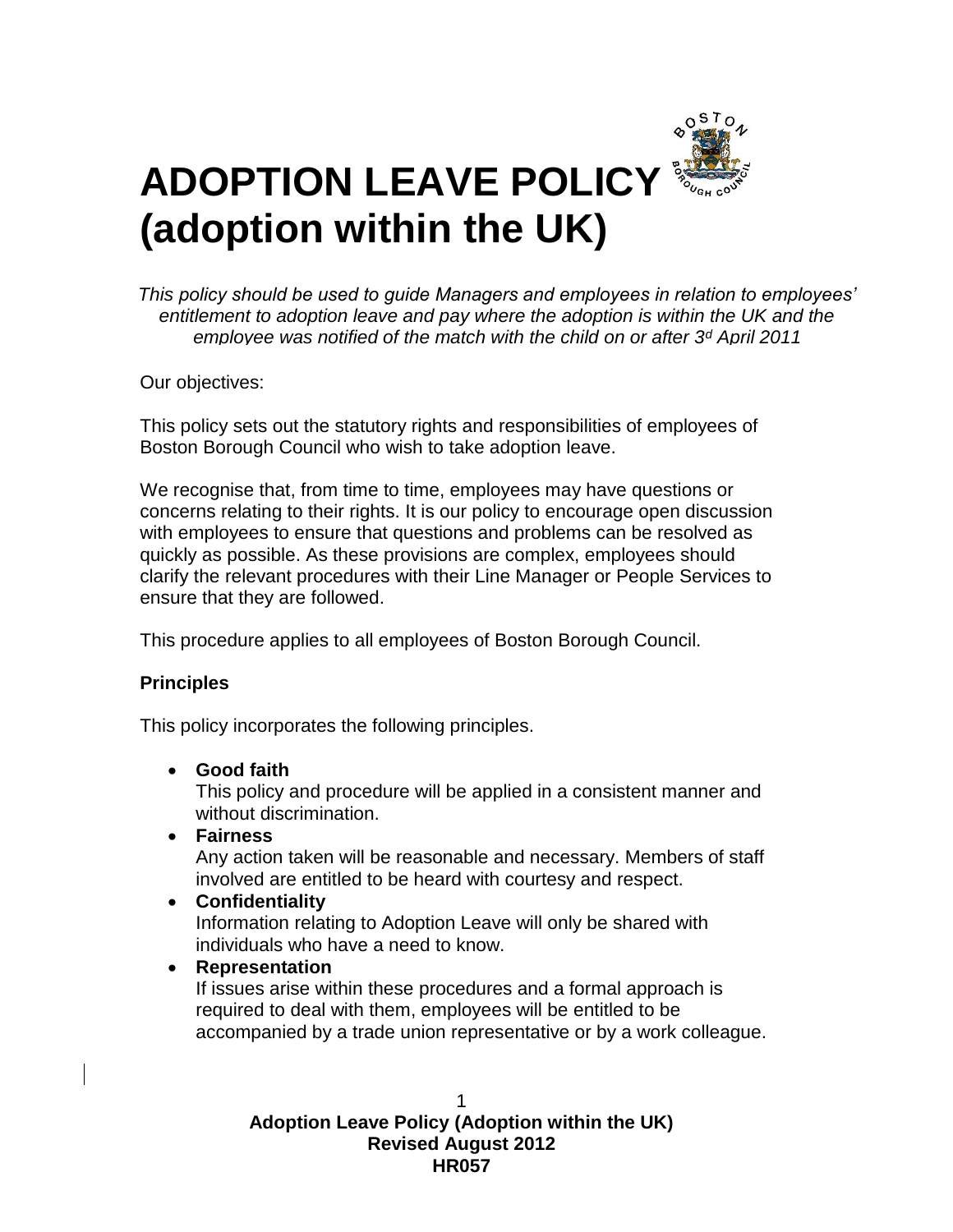# ADOPTION LEAVE POLICY (adoption within the UK)

*This policy should be used to guide Managers and employees in relation to employees' entitlement to adoption leave and pay where the adoption is within the UK and the employee was notified of the match with the child on or after 3d April 2011*

Our objectives:

This policy sets out the statutory rights and responsibilities of employees of Boston Borough Council who wish to take adoption leave.

We recognise that, from time to time, employees may have questions or concerns relating to their rights. It is our policy to encourage open discussion with employees to ensure that questions and problems can be resolved as quickly as possible. As these provisions are complex, employees should clarify the relevant procedures with their Line Manager or People Services to ensure that they are followed.

This procedure applies to all employees of Boston Borough Council.

**Principles**

This policy incorporates the following principles.

- **Good faith**
  This policy and procedure will be applied in a consistent manner and without discrimination.
- **Fairness**
  Any action taken will be reasonable and necessary. Members of staff involved are entitled to be heard with courtesy and respect.
- **Confidentiality**
  Information relating to Adoption Leave will only be shared with individuals who have a need to know.
- **Representation**
  If issues arise within these procedures and a formal approach is required to deal with them, employees will be entitled to be accompanied by a trade union representative or by a work colleague.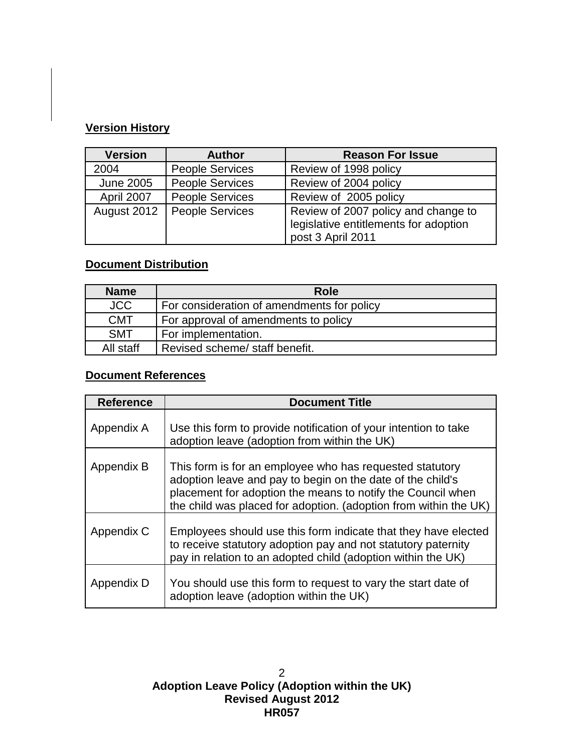## Version History

| Version | Author | Reason For Issue |
|---|---|---|
| 2004 | People Services | Review of 1998 policy |
| June 2005 | People Services | Review of 2004 policy |
| April 2007 | People Services | Review of 2005 policy |
| August 2012 | People Services | Review of 2007 policy and change to legislative entitlements for adoption post 3 April 2011 |

## Document Distribution

| Name | Role |
|---|---|
| JCC | For consideration of amendments for policy |
| CMT | For approval of amendments to policy |
| SMT | For implementation. |
| All staff | Revised scheme/ staff benefit. |

## Document References

| Reference | Document Title |
|---|---|
| Appendix A | Use this form to provide notification of your intention to take adoption leave (adoption from within the UK) |
| Appendix B | This form is for an employee who has requested statutory adoption leave and pay to begin on the date of the child's placement for adoption the means to notify the Council when the child was placed for adoption. (adoption from within the UK) |
| Appendix C | Employees should use this form indicate that they have elected to receive statutory adoption pay and not statutory paternity pay in relation to an adopted child (adoption within the UK) |
| Appendix D | You should use this form to request to vary the start date of adoption leave (adoption within the UK) |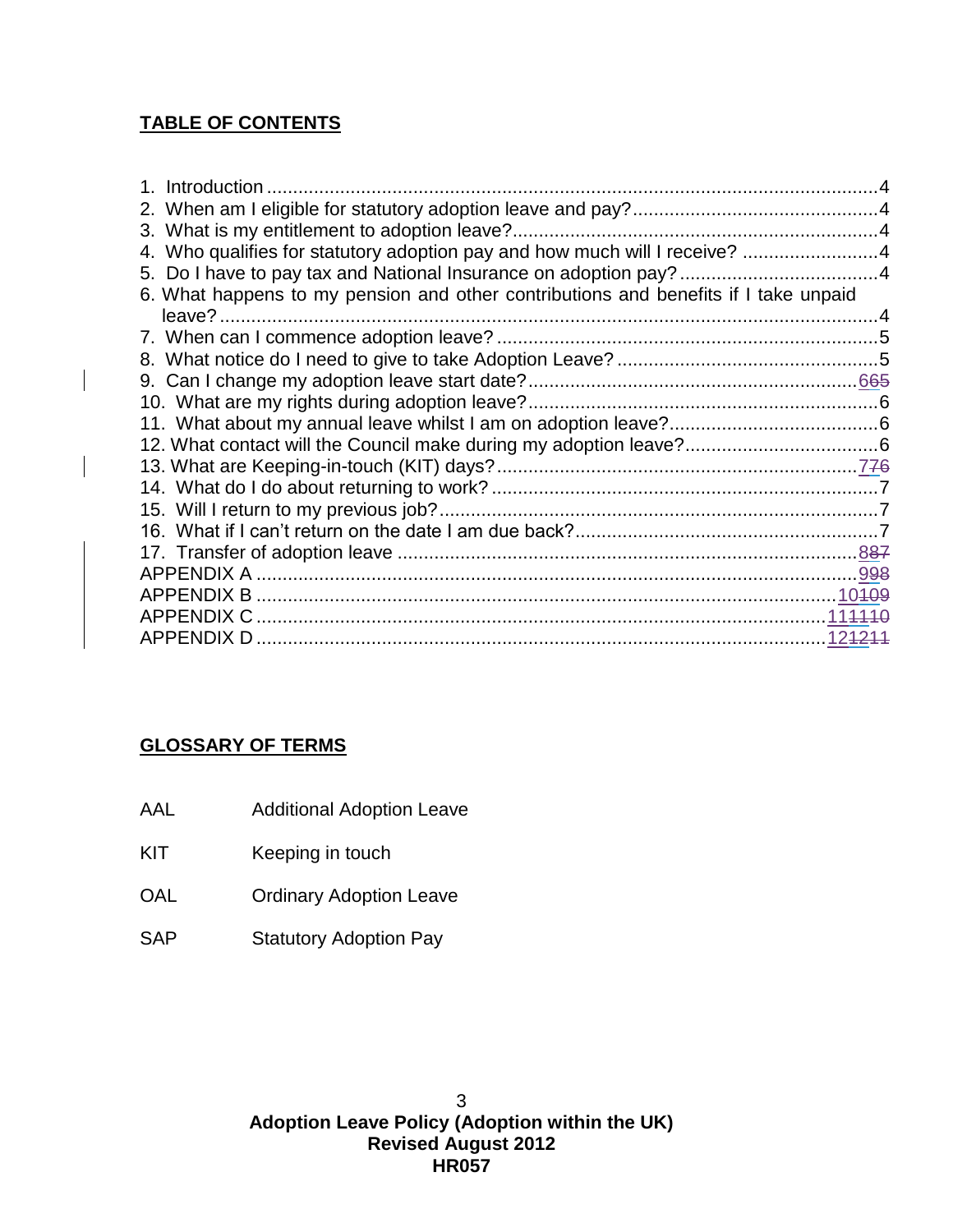## TABLE OF CONTENTS

1. Introduction .......... 4
2. When am I eligible for statutory adoption leave and pay? .......... 4
3. What is my entitlement to adoption leave? .......... 4
4. Who qualifies for statutory adoption pay and how much will I receive? .......... 4
5. Do I have to pay tax and National Insurance on adoption pay? .......... 4
6. What happens to my pension and other contributions and benefits if I take unpaid leave? .......... 4
7. When can I commence adoption leave? .......... 5
8. What notice do I need to give to take Adoption Leave? .......... 5
9. Can I change my adoption leave start date? .......... 665
10. What are my rights during adoption leave? .......... 6
11. What about my annual leave whilst I am on adoption leave? .......... 6
12. What contact will the Council make during my adoption leave? .......... 6
13. What are Keeping-in-touch (KIT) days? .......... 776
14. What do I do about returning to work? .......... 7
15. Will I return to my previous job? .......... 7
16. What if I can't return on the date I am due back? .......... 7
17. Transfer of adoption leave .......... 887

APPENDIX A .......... 998
APPENDIX B .......... 10109
APPENDIX C .......... 111110
APPENDIX D .......... 121211

## GLOSSARY OF TERMS

| | |
|---|---|
| AAL | Additional Adoption Leave |
| KIT | Keeping in touch |
| OAL | Ordinary Adoption Leave |
| SAP | Statutory Adoption Pay |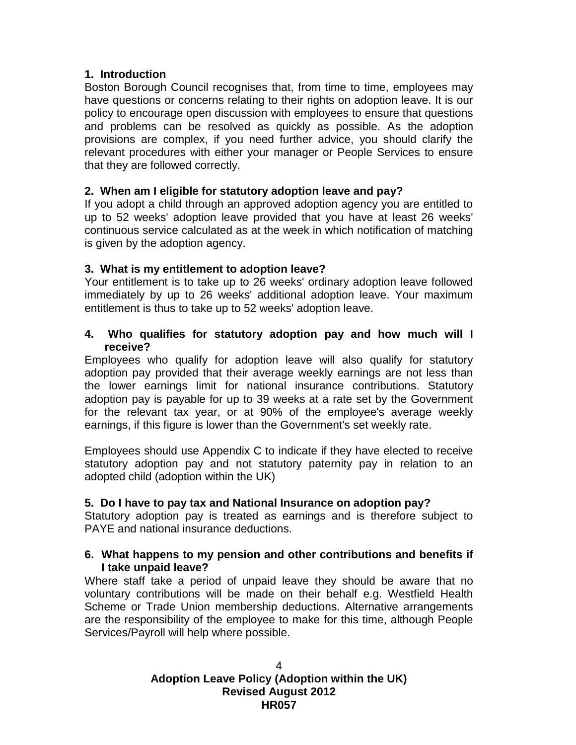## 1. Introduction

Boston Borough Council recognises that, from time to time, employees may have questions or concerns relating to their rights on adoption leave. It is our policy to encourage open discussion with employees to ensure that questions and problems can be resolved as quickly as possible. As the adoption provisions are complex, if you need further advice, you should clarify the relevant procedures with either your manager or People Services to ensure that they are followed correctly.

## 2. When am I eligible for statutory adoption leave and pay?

If you adopt a child through an approved adoption agency you are entitled to up to 52 weeks' adoption leave provided that you have at least 26 weeks' continuous service calculated as at the week in which notification of matching is given by the adoption agency.

## 3. What is my entitlement to adoption leave?

Your entitlement is to take up to 26 weeks' ordinary adoption leave followed immediately by up to 26 weeks' additional adoption leave. Your maximum entitlement is thus to take up to 52 weeks' adoption leave.

## 4. Who qualifies for statutory adoption pay and how much will I receive?

Employees who qualify for adoption leave will also qualify for statutory adoption pay provided that their average weekly earnings are not less than the lower earnings limit for national insurance contributions. Statutory adoption pay is payable for up to 39 weeks at a rate set by the Government for the relevant tax year, or at 90% of the employee's average weekly earnings, if this figure is lower than the Government's set weekly rate.

Employees should use Appendix C to indicate if they have elected to receive statutory adoption pay and not statutory paternity pay in relation to an adopted child (adoption within the UK)

## 5. Do I have to pay tax and National Insurance on adoption pay?

Statutory adoption pay is treated as earnings and is therefore subject to PAYE and national insurance deductions.

## 6. What happens to my pension and other contributions and benefits if I take unpaid leave?

Where staff take a period of unpaid leave they should be aware that no voluntary contributions will be made on their behalf e.g. Westfield Health Scheme or Trade Union membership deductions. Alternative arrangements are the responsibility of the employee to make for this time, although People Services/Payroll will help where possible.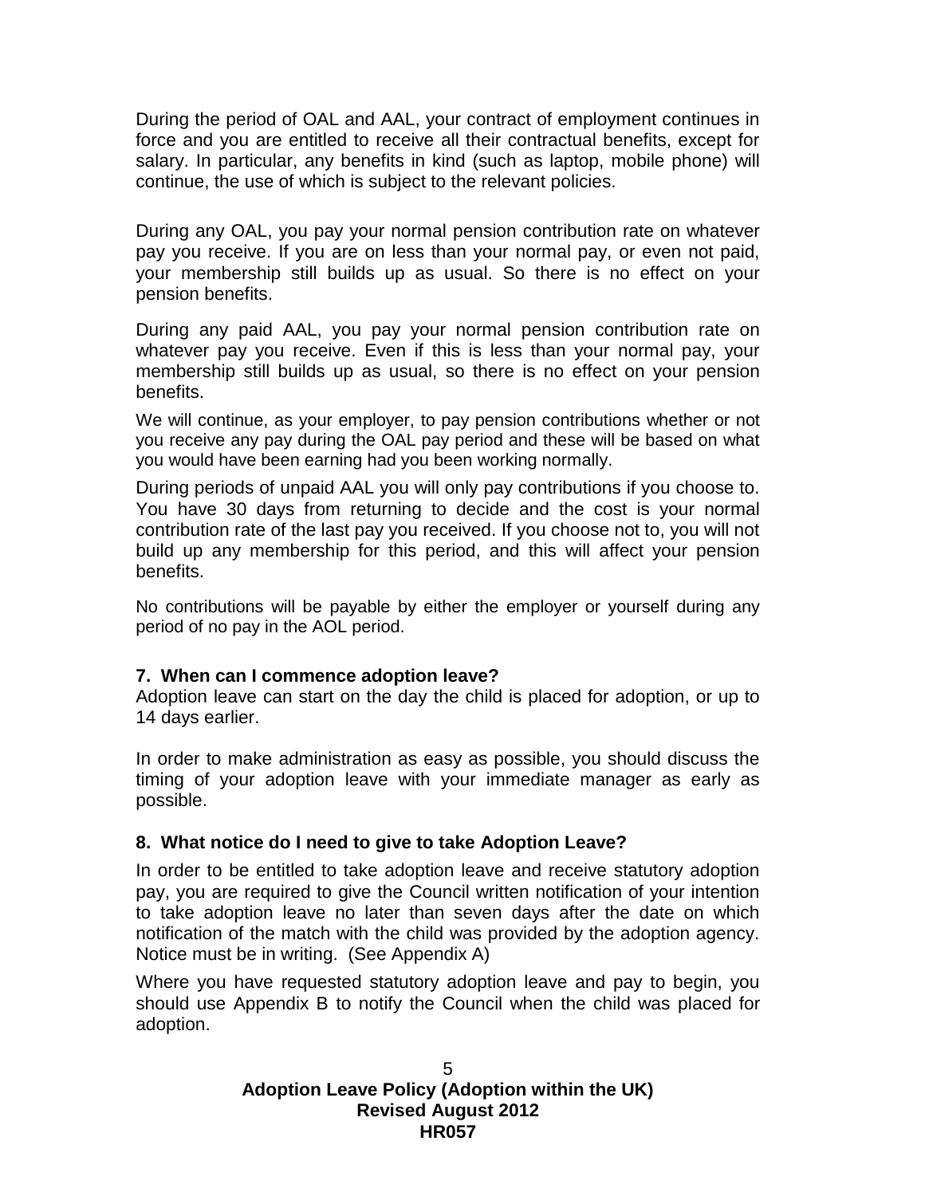During the period of OAL and AAL, your contract of employment continues in force and you are entitled to receive all their contractual benefits, except for salary. In particular, any benefits in kind (such as laptop, mobile phone) will continue, the use of which is subject to the relevant policies.

During any OAL, you pay your normal pension contribution rate on whatever pay you receive. If you are on less than your normal pay, or even not paid, your membership still builds up as usual. So there is no effect on your pension benefits.

During any paid AAL, you pay your normal pension contribution rate on whatever pay you receive. Even if this is less than your normal pay, your membership still builds up as usual, so there is no effect on your pension benefits.

We will continue, as your employer, to pay pension contributions whether or not you receive any pay during the OAL pay period and these will be based on what you would have been earning had you been working normally.

During periods of unpaid AAL you will only pay contributions if you choose to. You have 30 days from returning to decide and the cost is your normal contribution rate of the last pay you received. If you choose not to, you will not build up any membership for this period, and this will affect your pension benefits.

No contributions will be payable by either the employer or yourself during any period of no pay in the AOL period.

**7. When can I commence adoption leave?**

Adoption leave can start on the day the child is placed for adoption, or up to 14 days earlier.

In order to make administration as easy as possible, you should discuss the timing of your adoption leave with your immediate manager as early as possible.

**8. What notice do I need to give to take Adoption Leave?**

In order to be entitled to take adoption leave and receive statutory adoption pay, you are required to give the Council written notification of your intention to take adoption leave no later than seven days after the date on which notification of the match with the child was provided by the adoption agency. Notice must be in writing. (See Appendix A)

Where you have requested statutory adoption leave and pay to begin, you should use Appendix B to notify the Council when the child was placed for adoption.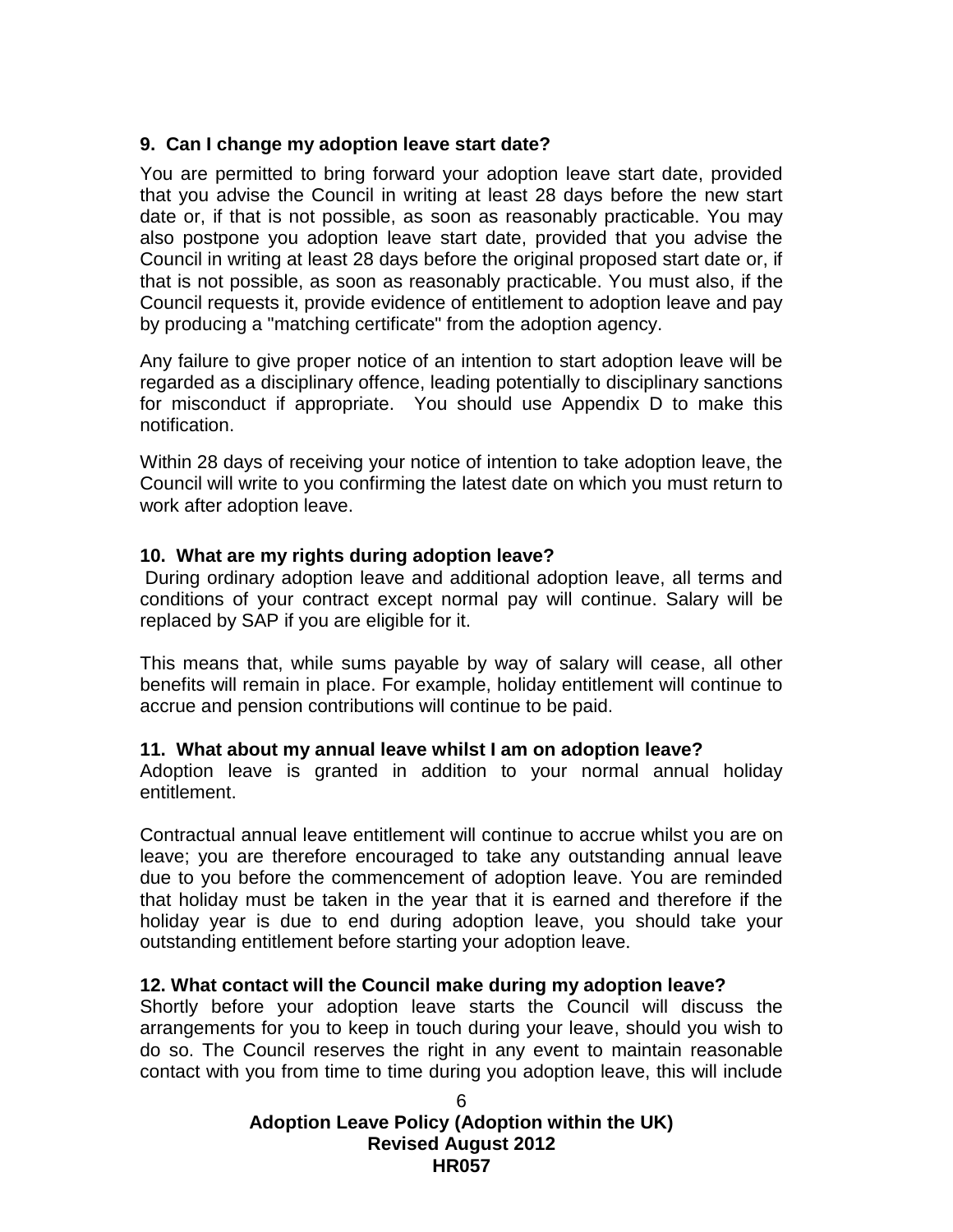### 9. Can I change my adoption leave start date?

You are permitted to bring forward your adoption leave start date, provided that you advise the Council in writing at least 28 days before the new start date or, if that is not possible, as soon as reasonably practicable. You may also postpone you adoption leave start date, provided that you advise the Council in writing at least 28 days before the original proposed start date or, if that is not possible, as soon as reasonably practicable. You must also, if the Council requests it, provide evidence of entitlement to adoption leave and pay by producing a "matching certificate" from the adoption agency.

Any failure to give proper notice of an intention to start adoption leave will be regarded as a disciplinary offence, leading potentially to disciplinary sanctions for misconduct if appropriate. You should use Appendix D to make this notification.

Within 28 days of receiving your notice of intention to take adoption leave, the Council will write to you confirming the latest date on which you must return to work after adoption leave.

### 10. What are my rights during adoption leave?

During ordinary adoption leave and additional adoption leave, all terms and conditions of your contract except normal pay will continue. Salary will be replaced by SAP if you are eligible for it.

This means that, while sums payable by way of salary will cease, all other benefits will remain in place. For example, holiday entitlement will continue to accrue and pension contributions will continue to be paid.

### 11. What about my annual leave whilst I am on adoption leave?

Adoption leave is granted in addition to your normal annual holiday entitlement.

Contractual annual leave entitlement will continue to accrue whilst you are on leave; you are therefore encouraged to take any outstanding annual leave due to you before the commencement of adoption leave. You are reminded that holiday must be taken in the year that it is earned and therefore if the holiday year is due to end during adoption leave, you should take your outstanding entitlement before starting your adoption leave.

### 12. What contact will the Council make during my adoption leave?

Shortly before your adoption leave starts the Council will discuss the arrangements for you to keep in touch during your leave, should you wish to do so. The Council reserves the right in any event to maintain reasonable contact with you from time to time during you adoption leave, this will include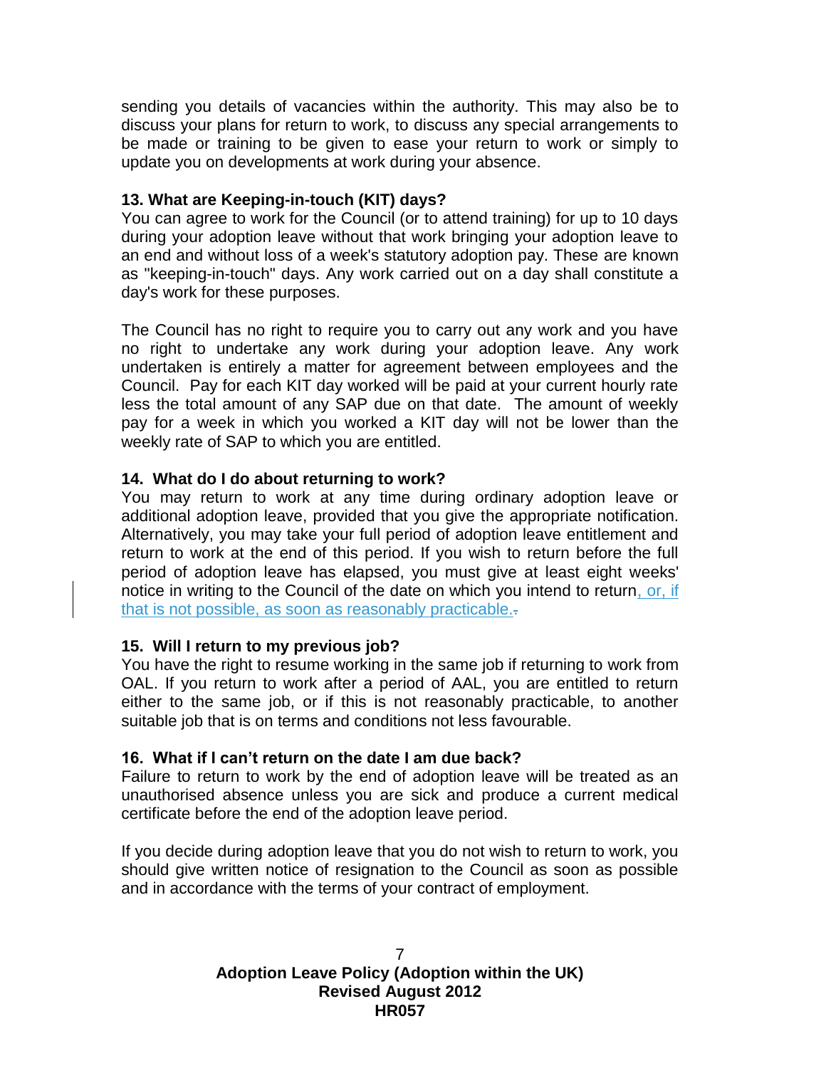sending you details of vacancies within the authority. This may also be to discuss your plans for return to work, to discuss any special arrangements to be made or training to be given to ease your return to work or simply to update you on developments at work during your absence.

### 13. What are Keeping-in-touch (KIT) days?

You can agree to work for the Council (or to attend training) for up to 10 days during your adoption leave without that work bringing your adoption leave to an end and without loss of a week's statutory adoption pay. These are known as "keeping-in-touch" days. Any work carried out on a day shall constitute a day's work for these purposes.

The Council has no right to require you to carry out any work and you have no right to undertake any work during your adoption leave. Any work undertaken is entirely a matter for agreement between employees and the Council. Pay for each KIT day worked will be paid at your current hourly rate less the total amount of any SAP due on that date. The amount of weekly pay for a week in which you worked a KIT day will not be lower than the weekly rate of SAP to which you are entitled.

### 14. What do I do about returning to work?

You may return to work at any time during ordinary adoption leave or additional adoption leave, provided that you give the appropriate notification. Alternatively, you may take your full period of adoption leave entitlement and return to work at the end of this period. If you wish to return before the full period of adoption leave has elapsed, you must give at least eight weeks' notice in writing to the Council of the date on which you intend to return, or, if that is not possible, as soon as reasonably practicable.

### 15. Will I return to my previous job?

You have the right to resume working in the same job if returning to work from OAL. If you return to work after a period of AAL, you are entitled to return either to the same job, or if this is not reasonably practicable, to another suitable job that is on terms and conditions not less favourable.

### 16. What if I can't return on the date I am due back?

Failure to return to work by the end of adoption leave will be treated as an unauthorised absence unless you are sick and produce a current medical certificate before the end of the adoption leave period.

If you decide during adoption leave that you do not wish to return to work, you should give written notice of resignation to the Council as soon as possible and in accordance with the terms of your contract of employment.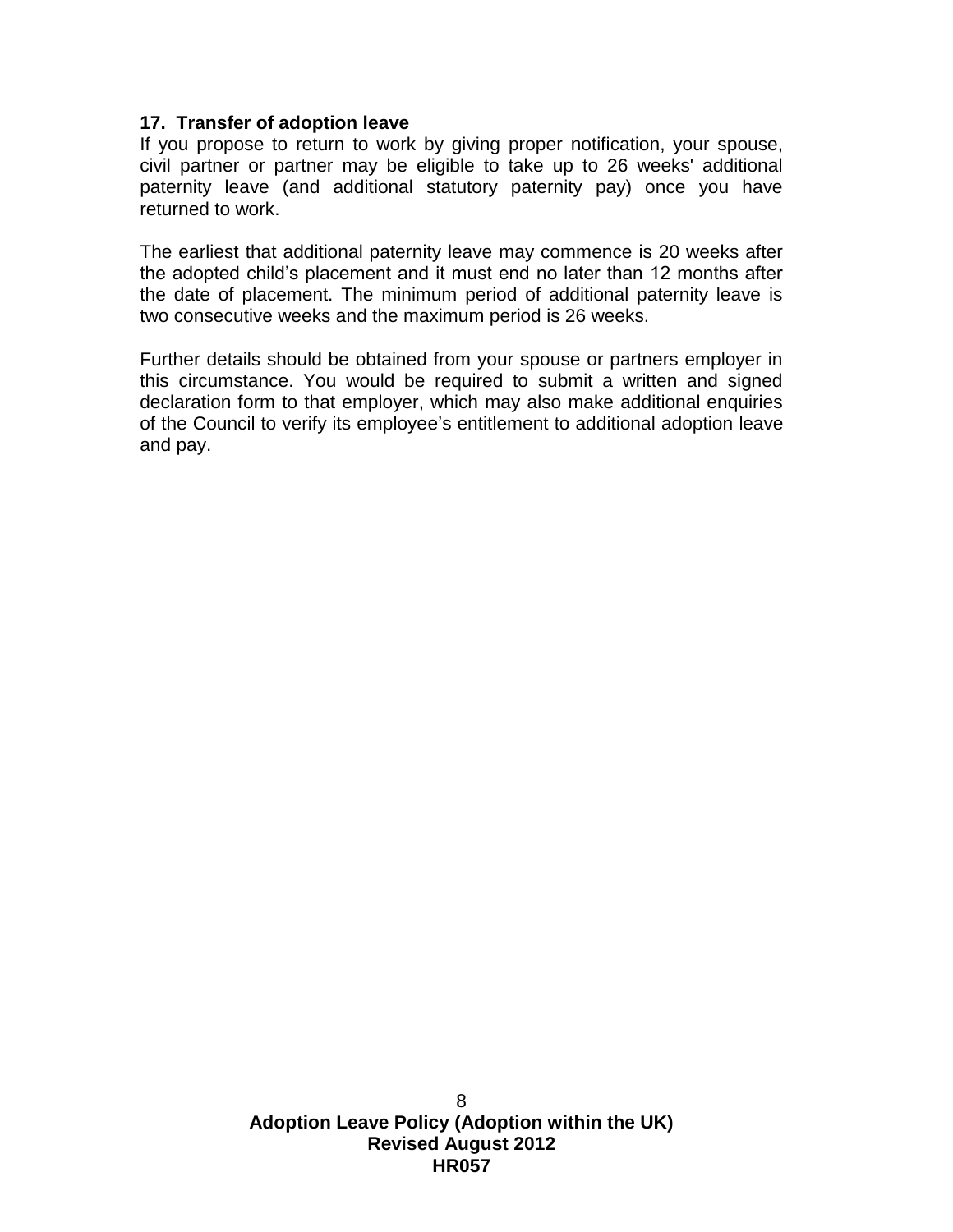## 17. Transfer of adoption leave

If you propose to return to work by giving proper notification, your spouse, civil partner or partner may be eligible to take up to 26 weeks' additional paternity leave (and additional statutory paternity pay) once you have returned to work.

The earliest that additional paternity leave may commence is 20 weeks after the adopted child's placement and it must end no later than 12 months after the date of placement. The minimum period of additional paternity leave is two consecutive weeks and the maximum period is 26 weeks.

Further details should be obtained from your spouse or partners employer in this circumstance. You would be required to submit a written and signed declaration form to that employer, which may also make additional enquiries of the Council to verify its employee's entitlement to additional adoption leave and pay.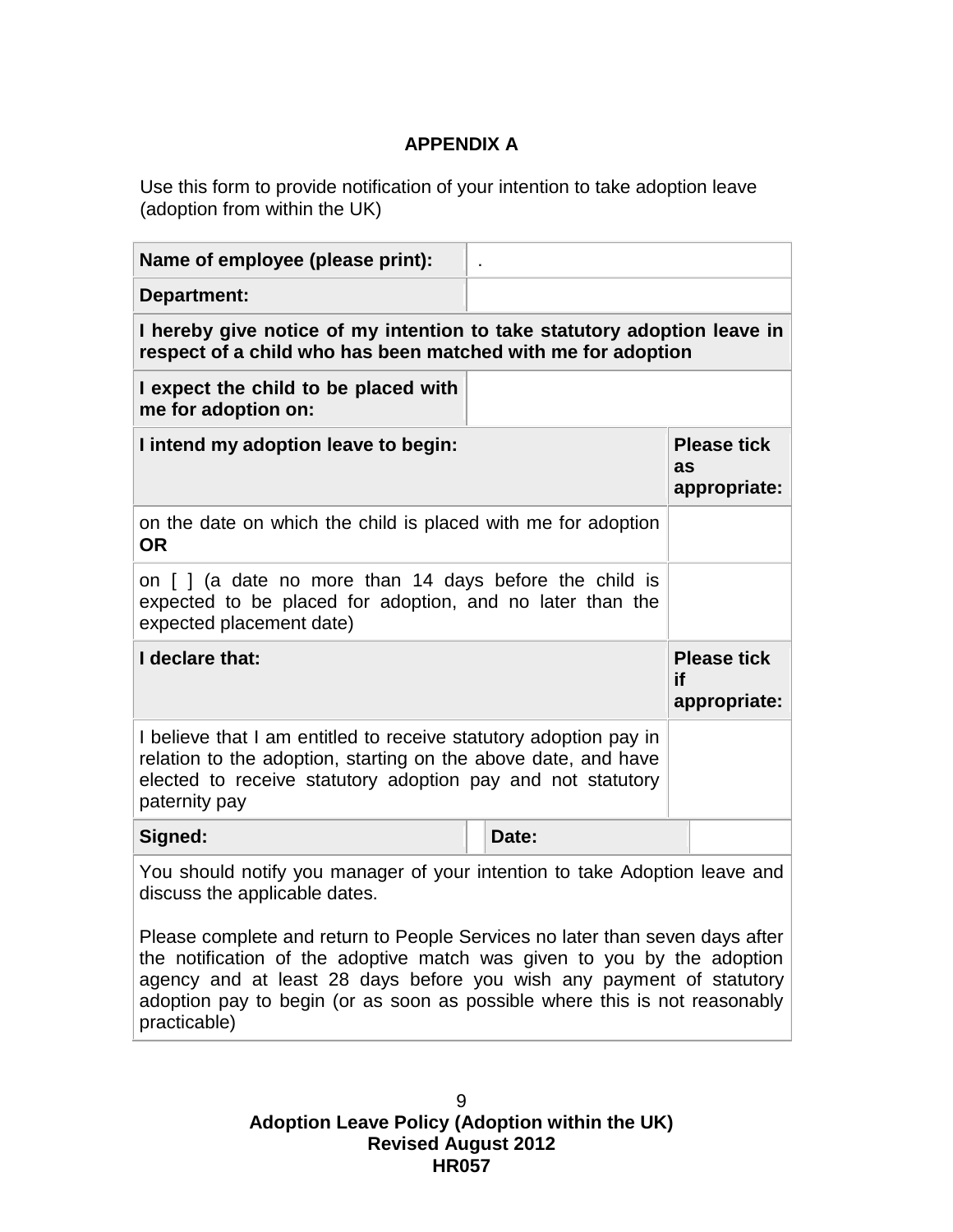**APPENDIX A**

Use this form to provide notification of your intention to take adoption leave (adoption from within the UK)

| **Name of employee (please print):** | . | |
|---|---|---|
| **Department:** | | |
| **I hereby give notice of my intention to take statutory adoption leave in respect of a child who has been matched with me for adoption** | | |
| **I expect the child to be placed with me for adoption on:** | | |
| **I intend my adoption leave to begin:** | | **Please tick as appropriate:** |
| on the date on which the child is placed with me for adoption **OR** | | |
| on [ ] (a date no more than 14 days before the child is expected to be placed for adoption, and no later than the expected placement date) | | |
| **I declare that:** | | **Please tick if appropriate:** |
| I believe that I am entitled to receive statutory adoption pay in relation to the adoption, starting on the above date, and have elected to receive statutory adoption pay and not statutory paternity pay | | |
| **Signed:** | **Date:** | |

You should notify you manager of your intention to take Adoption leave and discuss the applicable dates.

Please complete and return to People Services no later than seven days after the notification of the adoptive match was given to you by the adoption agency and at least 28 days before you wish any payment of statutory adoption pay to begin (or as soon as possible where this is not reasonably practicable)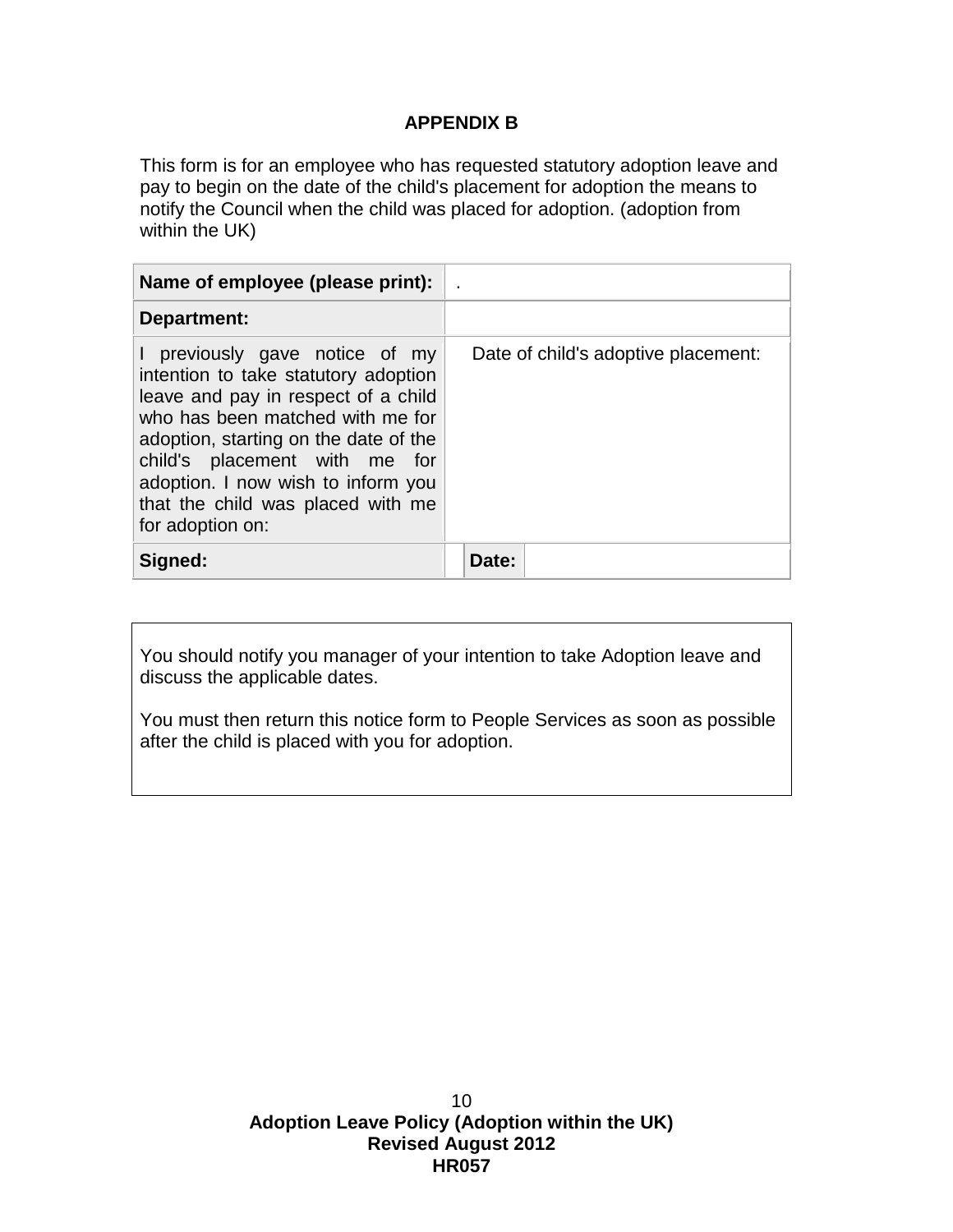**APPENDIX B**

This form is for an employee who has requested statutory adoption leave and pay to begin on the date of the child's placement for adoption the means to notify the Council when the child was placed for adoption. (adoption from within the UK)

| **Name of employee (please print):** | . | |
|---|---|---|
| **Department:** | | |
| I previously gave notice of my intention to take statutory adoption leave and pay in respect of a child who has been matched with me for adoption, starting on the date of the child's placement with me for adoption. I now wish to inform you that the child was placed with me for adoption on: | Date of child's adoptive placement: | |
| **Signed:** | **Date:** | |

You should notify you manager of your intention to take Adoption leave and discuss the applicable dates.

You must then return this notice form to People Services as soon as possible after the child is placed with you for adoption.

**Adoption Leave Policy (Adoption within the UK)**
**Revised August 2012**
**HR057**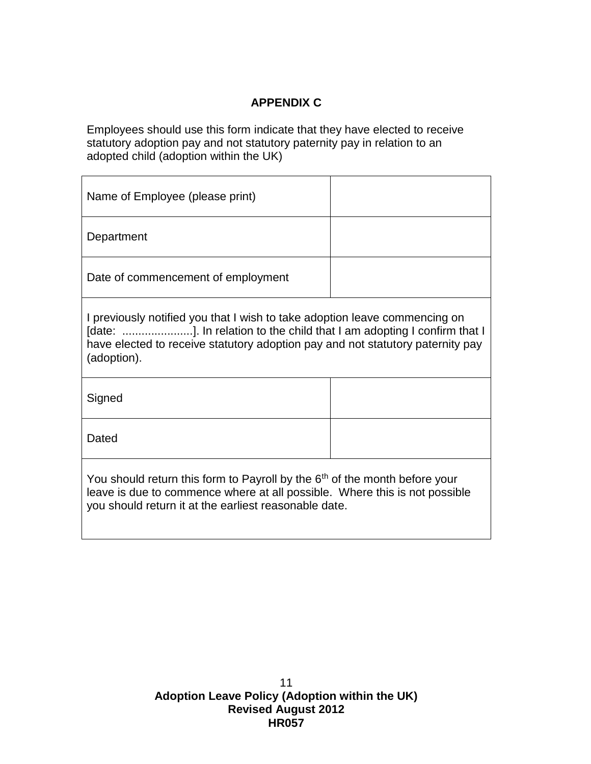## APPENDIX C

Employees should use this form indicate that they have elected to receive statutory adoption pay and not statutory paternity pay in relation to an adopted child (adoption within the UK)

| | |
|---|---|
| Name of Employee (please print) | |
| Department | |
| Date of commencement of employment | |
| I previously notified you that I wish to take adoption leave commencing on [date: ......................]. In relation to the child that I am adopting I confirm that I have elected to receive statutory adoption pay and not statutory paternity pay (adoption). | |
| Signed | |
| Dated | |
| You should return this form to Payroll by the 6th of the month before your leave is due to commence where at all possible. Where this is not possible you should return it at the earliest reasonable date. | |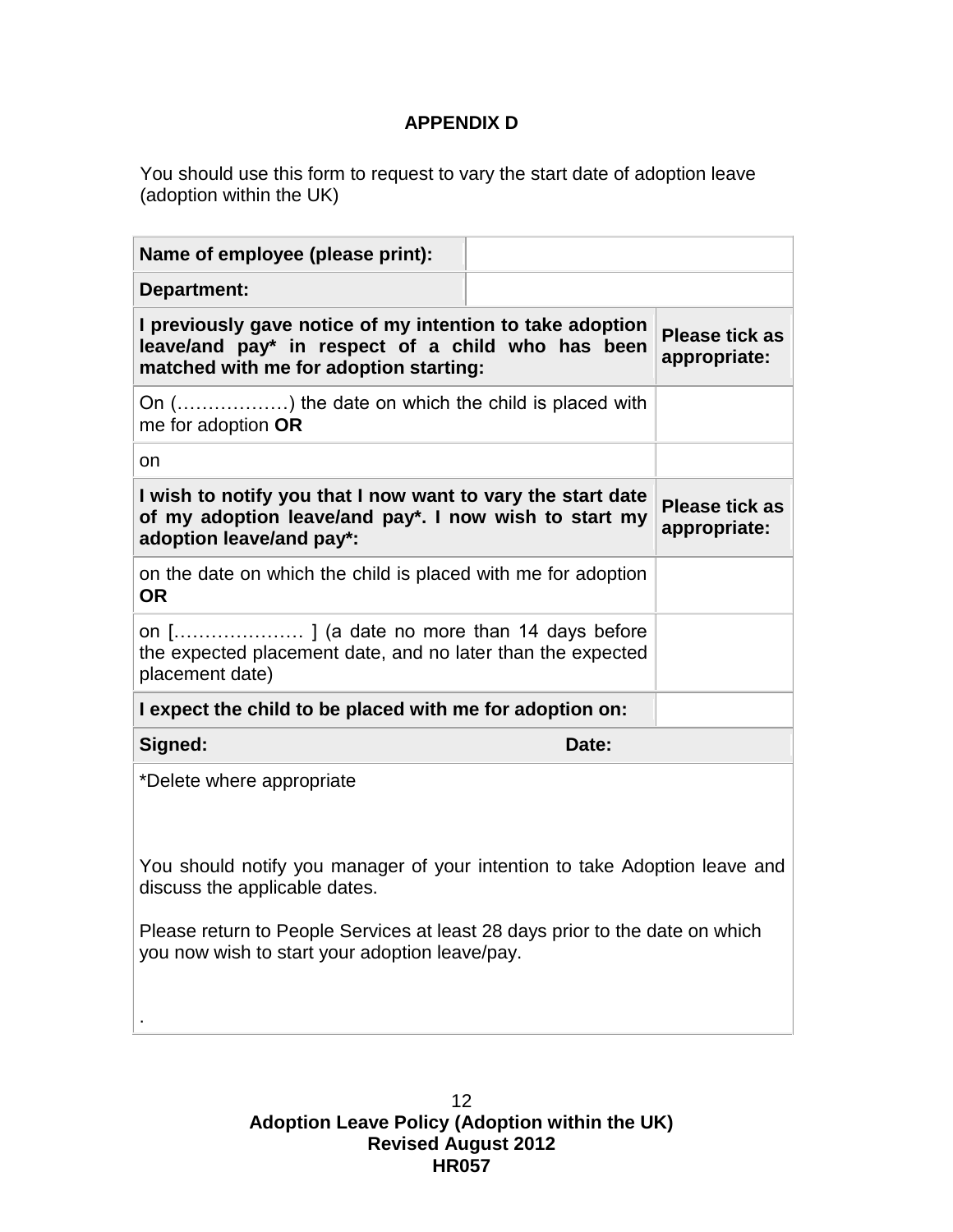**APPENDIX D**

You should use this form to request to vary the start date of adoption leave (adoption within the UK)

| | |
|---|---|
| **Name of employee (please print):** | |
| **Department:** | |

| | |
|---|---|
| **I previously gave notice of my intention to take adoption leave/and pay* in respect of a child who has been matched with me for adoption starting:** | **Please tick as appropriate:** |
| On (………………) the date on which the child is placed with me for adoption **OR** | |
| on | |
| **I wish to notify you that I now want to vary the start date of my adoption leave/and pay*. I now wish to start my adoption leave/and pay*:** | **Please tick as appropriate:** |
| on the date on which the child is placed with me for adoption **OR** | |
| on […………………] (a date no more than 14 days before the expected placement date, and no later than the expected placement date) | |
| **I expect the child to be placed with me for adoption on:** | |
| **Signed:** **Date:** | |

*Delete where appropriate

You should notify you manager of your intention to take Adoption leave and discuss the applicable dates.

Please return to People Services at least 28 days prior to the date on which you now wish to start your adoption leave/pay.

.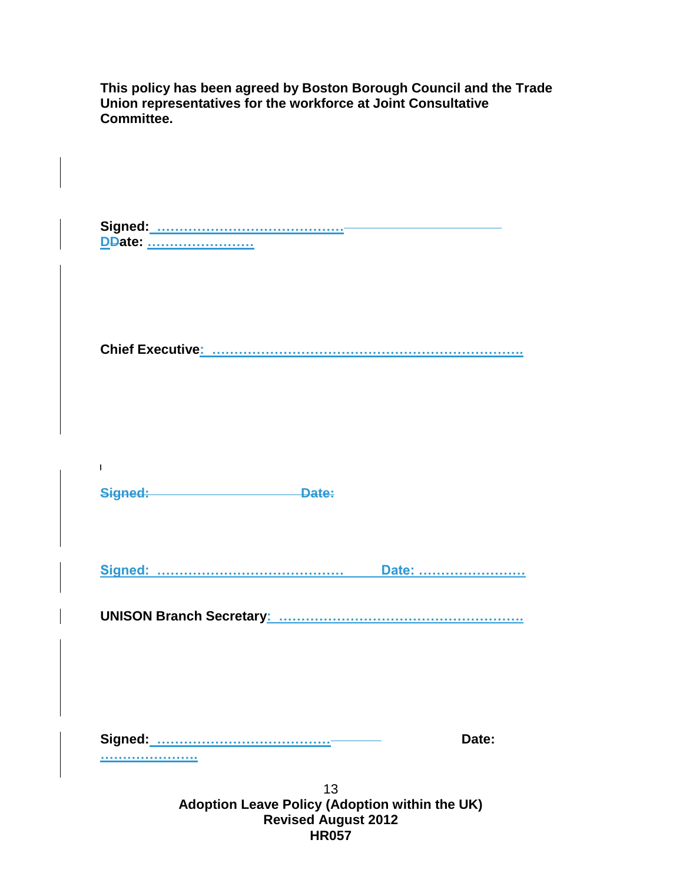**This policy has been agreed by Boston Borough Council and the Trade Union representatives for the workforce at Joint Consultative Committee.**

**Signed: …………………………………… Date: ……………………**

**Chief Executive: ……………………………………………………………**

~~Signed: Date:~~

**Signed: …………………………………… Date: ……………………**

**UNISON Branch Secretary: ………………………………………………**

**Signed: ………………………………… Date: …………………**

**Adoption Leave Policy (Adoption within the UK)**
**Revised August 2012**
**HR057**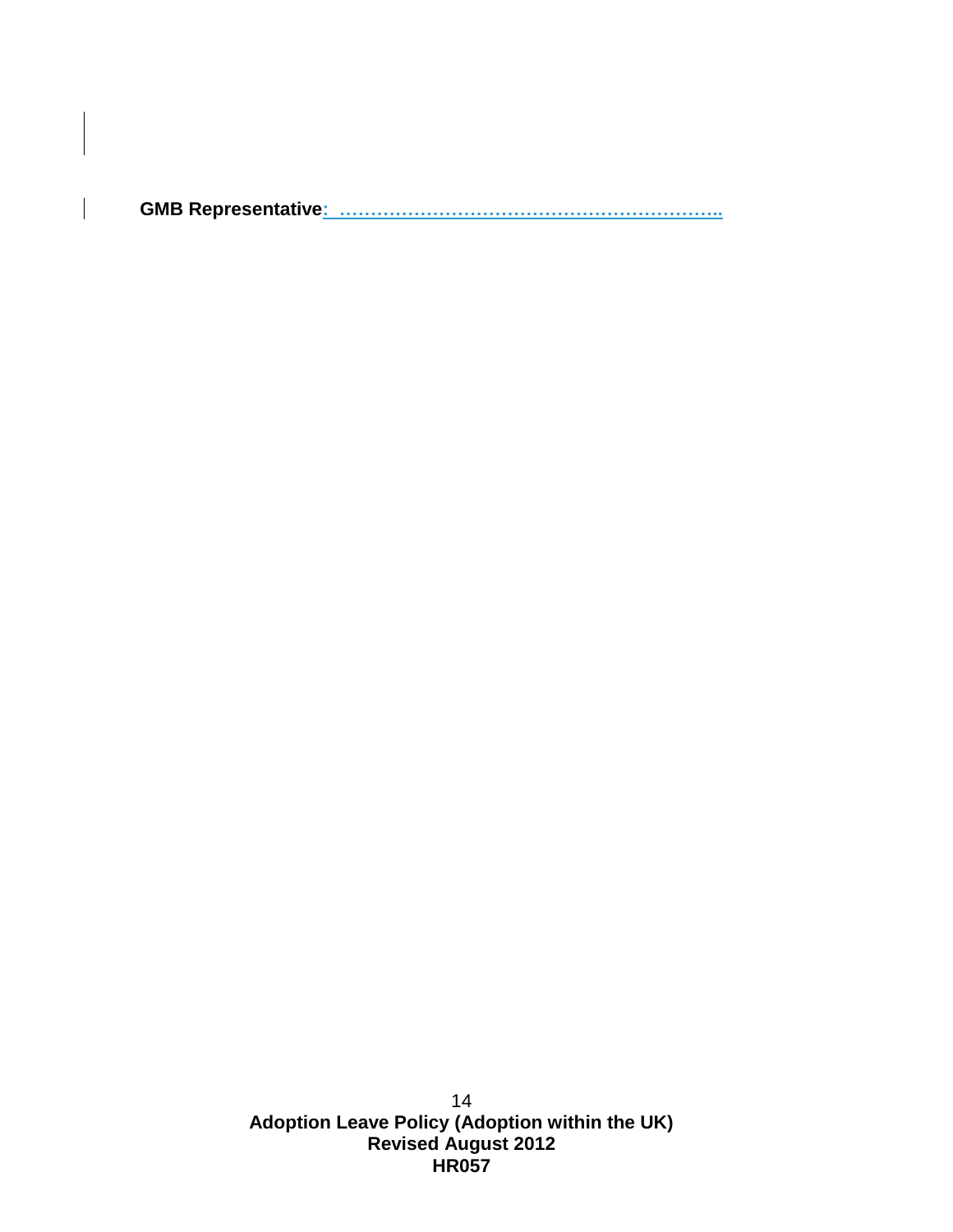**GMB Representative**: ……………………………………………………..